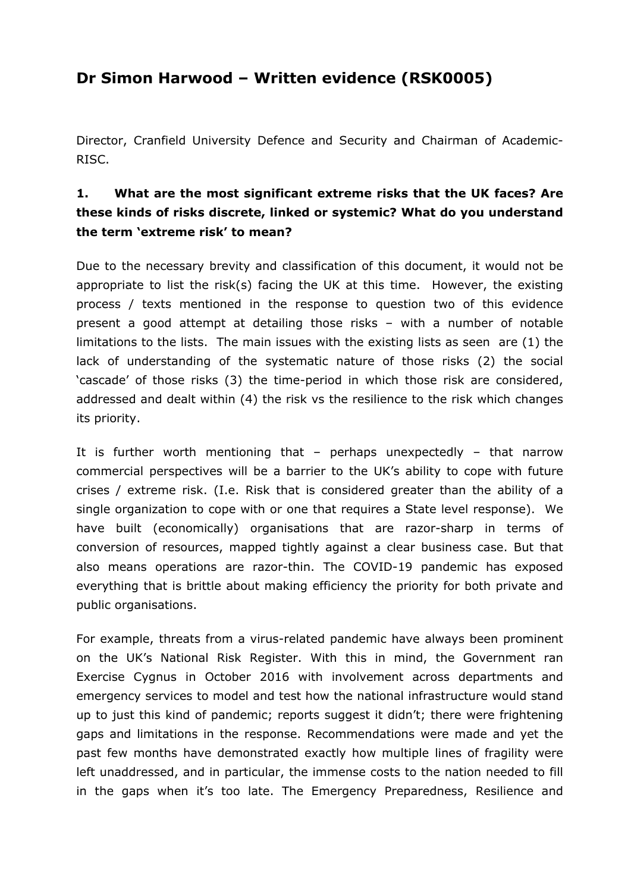# Dr Simon Harwood – Written evidence (RSK0005)

Director, Cranfield University Defence and Security and Chairman of Academic-RISC.

### 1. What are the most significant extreme risks that the UK faces? Are these kinds of risks discrete, linked or systemic? What do you understand the term 'extreme risk' to mean?

Due to the necessary brevity and classification of this document, it would not be appropriate to list the risk(s) facing the UK at this time. However, the existing process / texts mentioned in the response to question two of this evidence present a good attempt at detailing those risks – with a number of notable limitations to the lists. The main issues with the existing lists as seen are (1) the lack of understanding of the systematic nature of those risks (2) the social 'cascade' of those risks (3) the time-period in which those risk are considered, addressed and dealt within (4) the risk vs the resilience to the risk which changes its priority.

It is further worth mentioning that – perhaps unexpectedly – that narrow commercial perspectives will be a barrier to the UK's ability to cope with future crises / extreme risk. (I.e. Risk that is considered greater than the ability of a single organization to cope with or one that requires a State level response). We have built (economically) organisations that are razor-sharp in terms of conversion of resources, mapped tightly against a clear business case. But that also means operations are razor-thin. The COVID-19 pandemic has exposed everything that is brittle about making efficiency the priority for both private and public organisations.

For example, threats from a virus-related pandemic have always been prominent on the UK's National Risk Register. With this in mind, the Government ran Exercise Cygnus in October 2016 with involvement across departments and emergency services to model and test how the national infrastructure would stand up to just this kind of pandemic; reports suggest it didn't; there were frightening gaps and limitations in the response. Recommendations were made and yet the past few months have demonstrated exactly how multiple lines of fragility were left unaddressed, and in particular, the immense costs to the nation needed to fill in the gaps when it's too late. The Emergency Preparedness, Resilience and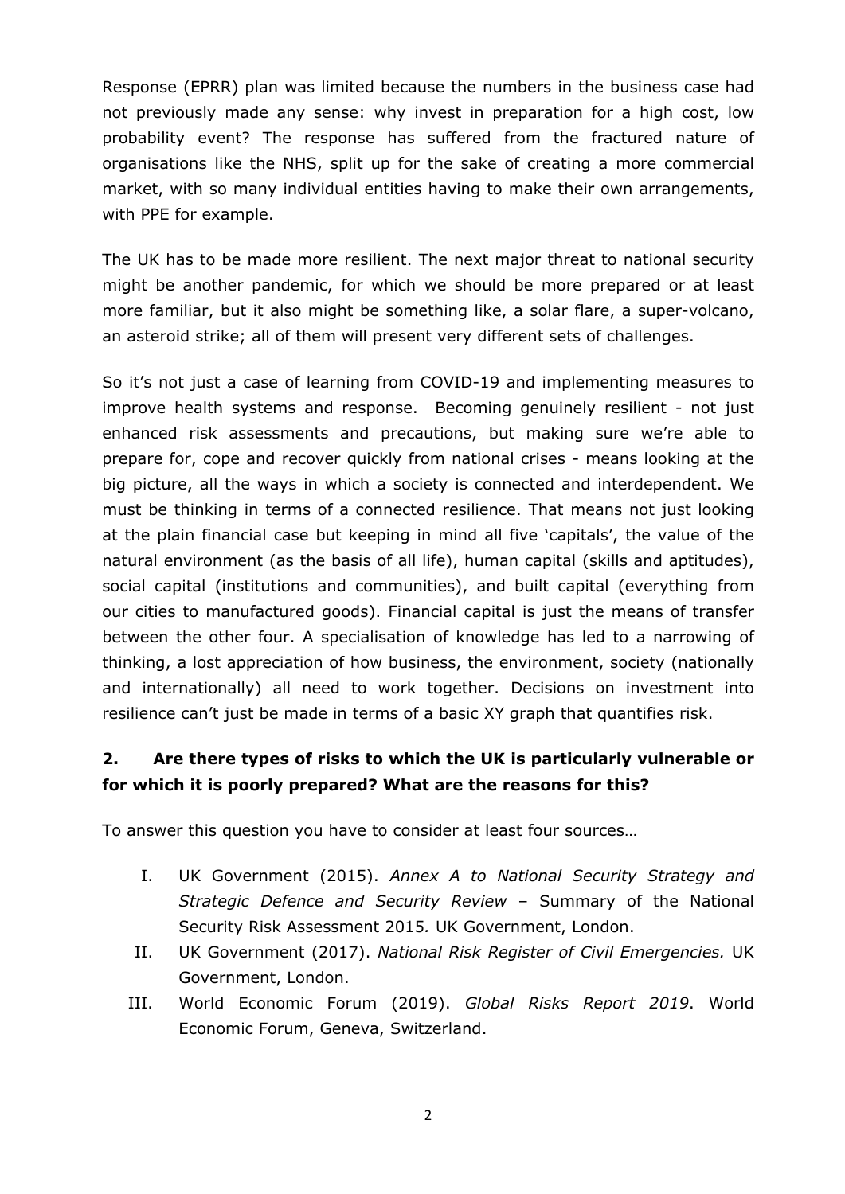Response (EPRR) plan was limited because the numbers in the business case had not previously made any sense: why invest in preparation for a high cost, low probability event? The response has suffered from the fractured nature of organisations like the NHS, split up for the sake of creating a more commercial market, with so many individual entities having to make their own arrangements, with PPE for example.

The UK has to be made more resilient. The next major threat to national security might be another pandemic, for which we should be more prepared or at least more familiar, but it also might be something like, a solar flare, a super-volcano, an asteroid strike; all of them will present very different sets of challenges.

So it's not just a case of learning from COVID-19 and implementing measures to improve health systems and response. Becoming genuinely resilient - not just enhanced risk assessments and precautions, but making sure we're able to prepare for, cope and recover quickly from national crises - means looking at the big picture, all the ways in which a society is connected and interdependent. We must be thinking in terms of a connected resilience. That means not just looking at the plain financial case but keeping in mind all five 'capitals', the value of the natural environment (as the basis of all life), human capital (skills and aptitudes), social capital (institutions and communities), and built capital (everything from our cities to manufactured goods). Financial capital is just the means of transfer between the other four. A specialisation of knowledge has led to a narrowing of thinking, a lost appreciation of how business, the environment, society (nationally and internationally) all need to work together. Decisions on investment into resilience can't just be made in terms of a basic XY graph that quantifies risk.

## 2. Are there types of risks to which the UK is particularly vulnerable or for which it is poorly prepared? What are the reasons for this?

To answer this question you have to consider at least four sources…

I. UK Government (2015). *Annex A to National Security Strategy and Strategic Defence and Security Review* – Summary of the National Security Risk Assessment 2015*.* UK Government, London.

II. UK Government (2017). *National Risk Register of Civil Emergencies.* UK Government, London.

III. World Economic Forum (2019). *Global Risks Report 2019*. World Economic Forum, Geneva, Switzerland.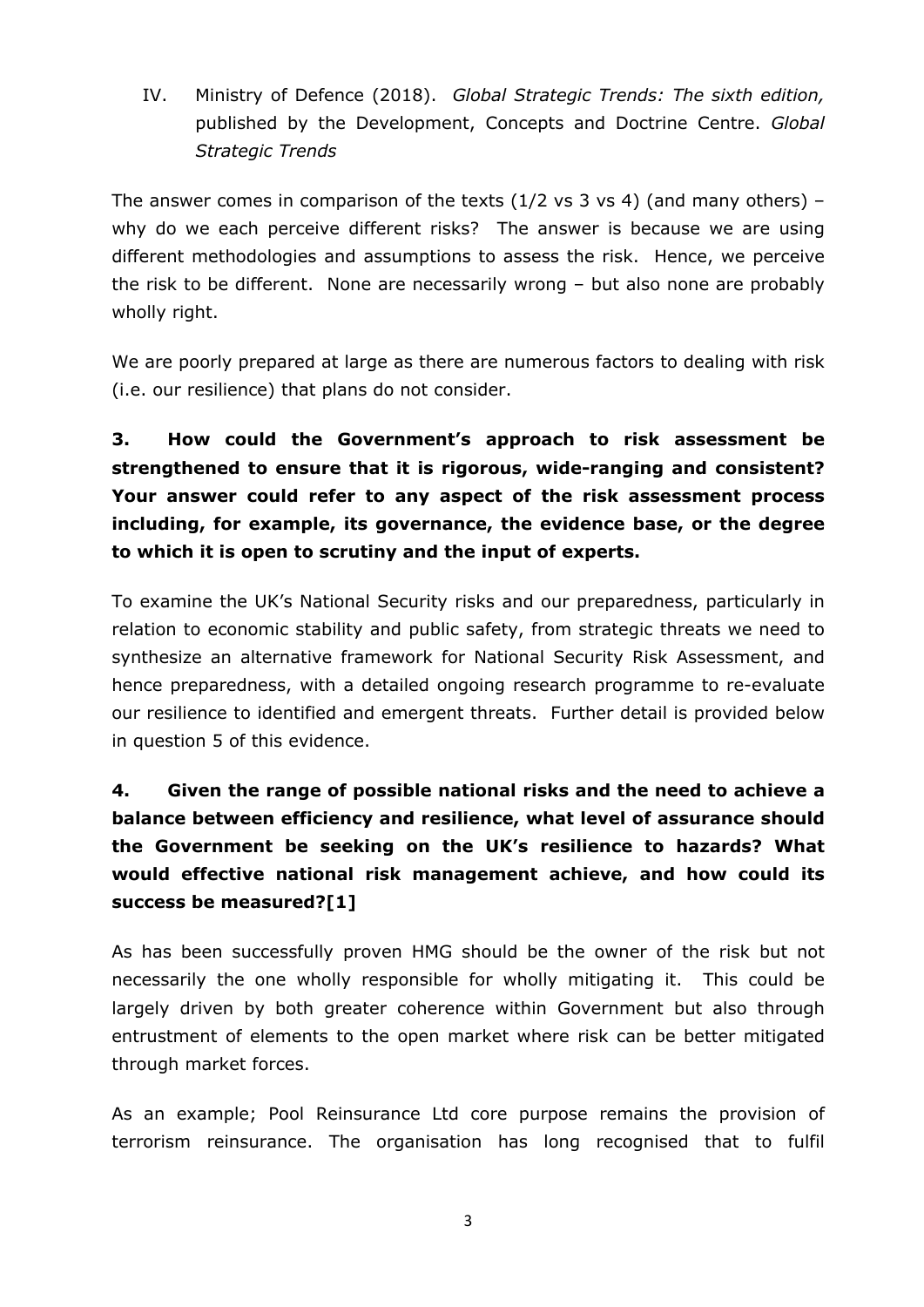IV. Ministry of Defence (2018). *Global Strategic Trends: The sixth edition,* published by the Development, Concepts and Doctrine Centre. *Global Strategic Trends*

The answer comes in comparison of the texts (1/2 vs 3 vs 4) (and many others) – why do we each perceive different risks? The answer is because we are using different methodologies and assumptions to assess the risk. Hence, we perceive the risk to be different. None are necessarily wrong – but also none are probably wholly right.

We are poorly prepared at large as there are numerous factors to dealing with risk (i.e. our resilience) that plans do not consider.

**3. How could the Government's approach to risk assessment be strengthened to ensure that it is rigorous, wide-ranging and consistent? Your answer could refer to any aspect of the risk assessment process including, for example, its governance, the evidence base, or the degree to which it is open to scrutiny and the input of experts.**

To examine the UK's National Security risks and our preparedness, particularly in relation to economic stability and public safety, from strategic threats we need to synthesize an alternative framework for National Security Risk Assessment, and hence preparedness, with a detailed ongoing research programme to re-evaluate our resilience to identified and emergent threats. Further detail is provided below in question 5 of this evidence.

**4. Given the range of possible national risks and the need to achieve a balance between efficiency and resilience, what level of assurance should the Government be seeking on the UK's resilience to hazards? What would effective national risk management achieve, and how could its success be measured?[1]**

As has been successfully proven HMG should be the owner of the risk but not necessarily the one wholly responsible for wholly mitigating it. This could be largely driven by both greater coherence within Government but also through entrustment of elements to the open market where risk can be better mitigated through market forces.

As an example; Pool Reinsurance Ltd core purpose remains the provision of terrorism reinsurance. The organisation has long recognised that to fulfil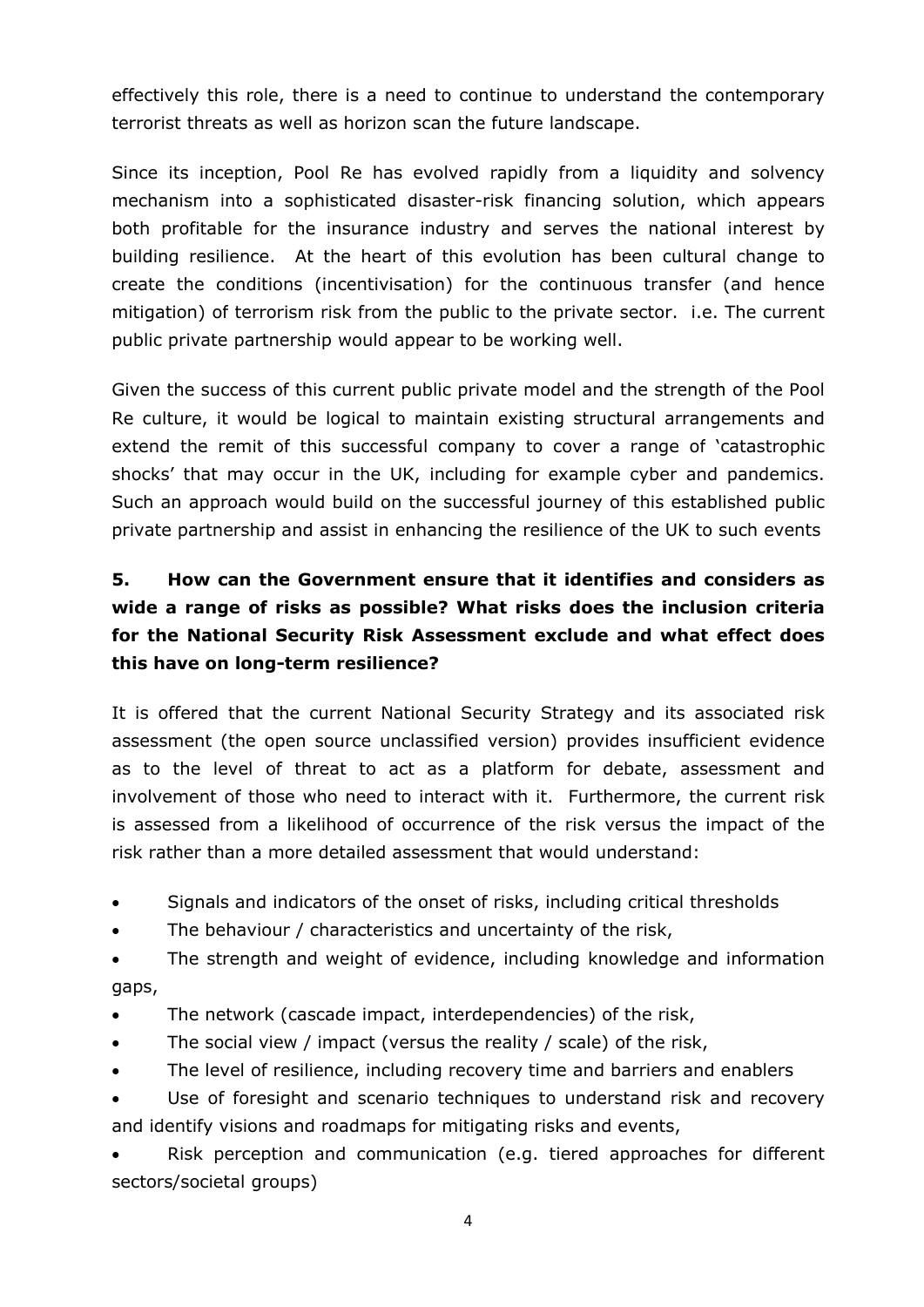effectively this role, there is a need to continue to understand the contemporary terrorist threats as well as horizon scan the future landscape.

Since its inception, Pool Re has evolved rapidly from a liquidity and solvency mechanism into a sophisticated disaster-risk financing solution, which appears both profitable for the insurance industry and serves the national interest by building resilience. At the heart of this evolution has been cultural change to create the conditions (incentivisation) for the continuous transfer (and hence mitigation) of terrorism risk from the public to the private sector. i.e. The current public private partnership would appear to be working well.

Given the success of this current public private model and the strength of the Pool Re culture, it would be logical to maintain existing structural arrangements and extend the remit of this successful company to cover a range of 'catastrophic shocks' that may occur in the UK, including for example cyber and pandemics. Such an approach would build on the successful journey of this established public private partnership and assist in enhancing the resilience of the UK to such events

**5. How can the Government ensure that it identifies and considers as wide a range of risks as possible? What risks does the inclusion criteria for the National Security Risk Assessment exclude and what effect does this have on long-term resilience?**

It is offered that the current National Security Strategy and its associated risk assessment (the open source unclassified version) provides insufficient evidence as to the level of threat to act as a platform for debate, assessment and involvement of those who need to interact with it. Furthermore, the current risk is assessed from a likelihood of occurrence of the risk versus the impact of the risk rather than a more detailed assessment that would understand:

- Signals and indicators of the onset of risks, including critical thresholds
- The behaviour / characteristics and uncertainty of the risk,
- The strength and weight of evidence, including knowledge and information gaps,
- The network (cascade impact, interdependencies) of the risk,
- The social view / impact (versus the reality / scale) of the risk,
- The level of resilience, including recovery time and barriers and enablers
- Use of foresight and scenario techniques to understand risk and recovery and identify visions and roadmaps for mitigating risks and events,
- Risk perception and communication (e.g. tiered approaches for different sectors/societal groups)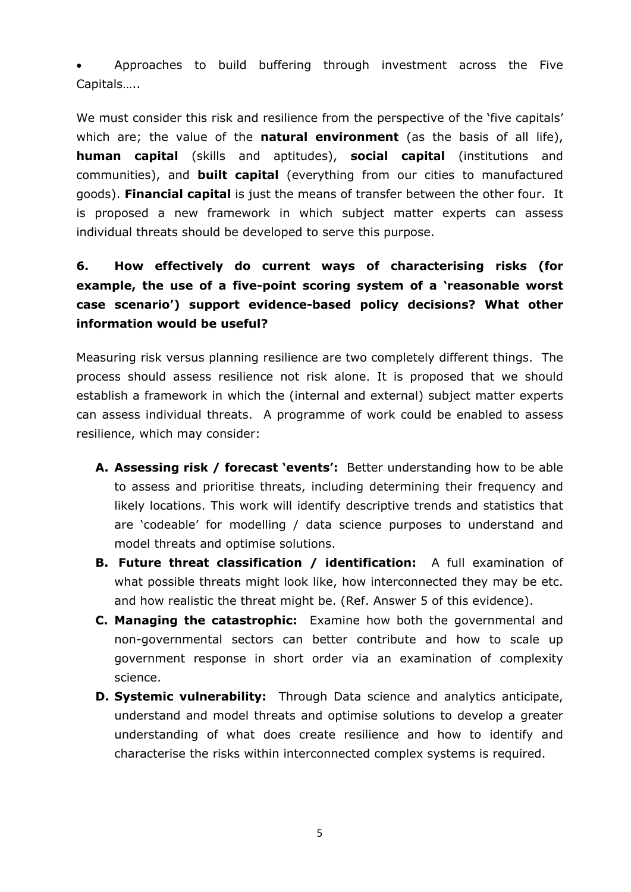- Approaches to build buffering through investment across the Five Capitals…..

We must consider this risk and resilience from the perspective of the 'five capitals' which are; the value of the **natural environment** (as the basis of all life), **human capital** (skills and aptitudes), **social capital** (institutions and communities), and **built capital** (everything from our cities to manufactured goods). **Financial capital** is just the means of transfer between the other four. It is proposed a new framework in which subject matter experts can assess individual threats should be developed to serve this purpose.

## 6. How effectively do current ways of characterising risks (for example, the use of a five-point scoring system of a 'reasonable worst case scenario') support evidence-based policy decisions? What other information would be useful?

Measuring risk versus planning resilience are two completely different things. The process should assess resilience not risk alone. It is proposed that we should establish a framework in which the (internal and external) subject matter experts can assess individual threats. A programme of work could be enabled to assess resilience, which may consider:

A. **Assessing risk / forecast 'events':** Better understanding how to be able to assess and prioritise threats, including determining their frequency and likely locations. This work will identify descriptive trends and statistics that are 'codeable' for modelling / data science purposes to understand and model threats and optimise solutions.
B. **Future threat classification / identification:** A full examination of what possible threats might look like, how interconnected they may be etc. and how realistic the threat might be. (Ref. Answer 5 of this evidence).
C. **Managing the catastrophic:** Examine how both the governmental and non-governmental sectors can better contribute and how to scale up government response in short order via an examination of complexity science.
D. **Systemic vulnerability:** Through Data science and analytics anticipate, understand and model threats and optimise solutions to develop a greater understanding of what does create resilience and how to identify and characterise the risks within interconnected complex systems is required.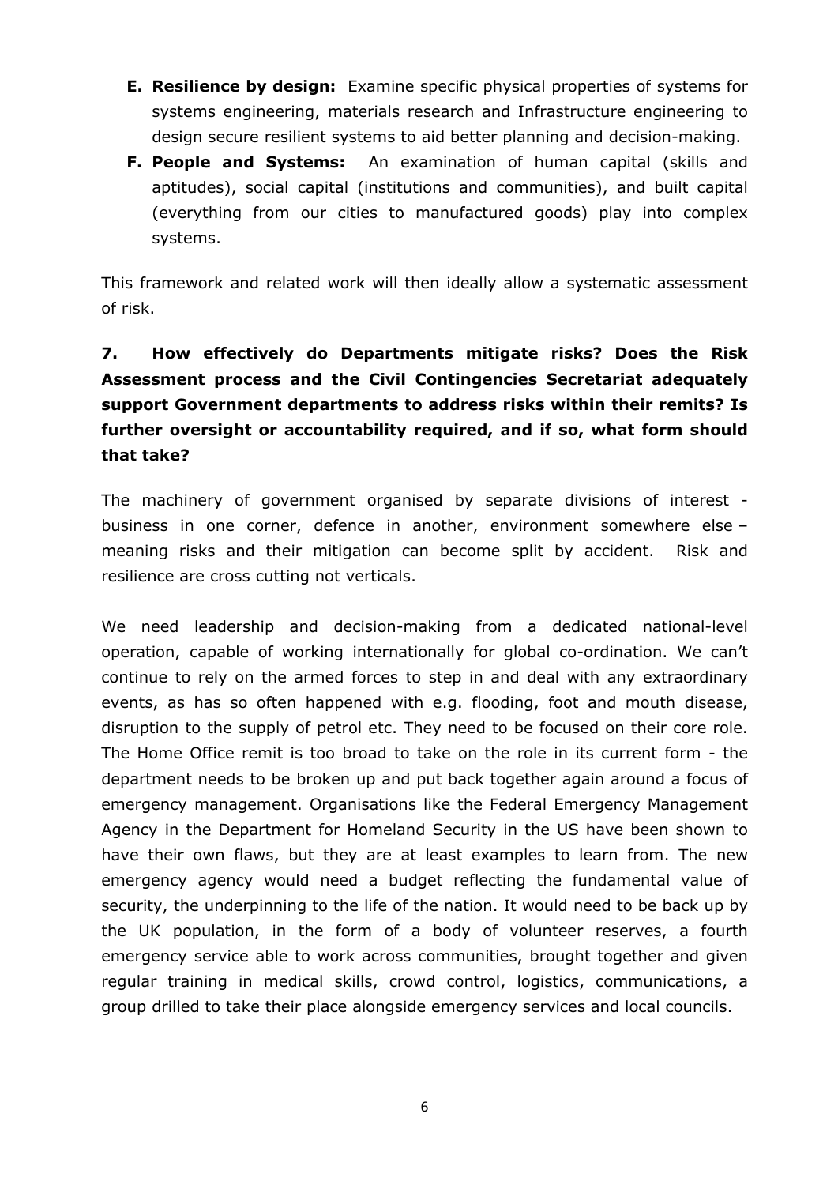- **E. Resilience by design:** Examine specific physical properties of systems for systems engineering, materials research and Infrastructure engineering to design secure resilient systems to aid better planning and decision-making.
- **F. People and Systems:** An examination of human capital (skills and aptitudes), social capital (institutions and communities), and built capital (everything from our cities to manufactured goods) play into complex systems.

This framework and related work will then ideally allow a systematic assessment of risk.

**7. How effectively do Departments mitigate risks? Does the Risk Assessment process and the Civil Contingencies Secretariat adequately support Government departments to address risks within their remits? Is further oversight or accountability required, and if so, what form should that take?**

The machinery of government organised by separate divisions of interest - business in one corner, defence in another, environment somewhere else – meaning risks and their mitigation can become split by accident. Risk and resilience are cross cutting not verticals.

We need leadership and decision-making from a dedicated national-level operation, capable of working internationally for global co-ordination. We can't continue to rely on the armed forces to step in and deal with any extraordinary events, as has so often happened with e.g. flooding, foot and mouth disease, disruption to the supply of petrol etc. They need to be focused on their core role. The Home Office remit is too broad to take on the role in its current form - the department needs to be broken up and put back together again around a focus of emergency management. Organisations like the Federal Emergency Management Agency in the Department for Homeland Security in the US have been shown to have their own flaws, but they are at least examples to learn from. The new emergency agency would need a budget reflecting the fundamental value of security, the underpinning to the life of the nation. It would need to be back up by the UK population, in the form of a body of volunteer reserves, a fourth emergency service able to work across communities, brought together and given regular training in medical skills, crowd control, logistics, communications, a group drilled to take their place alongside emergency services and local councils.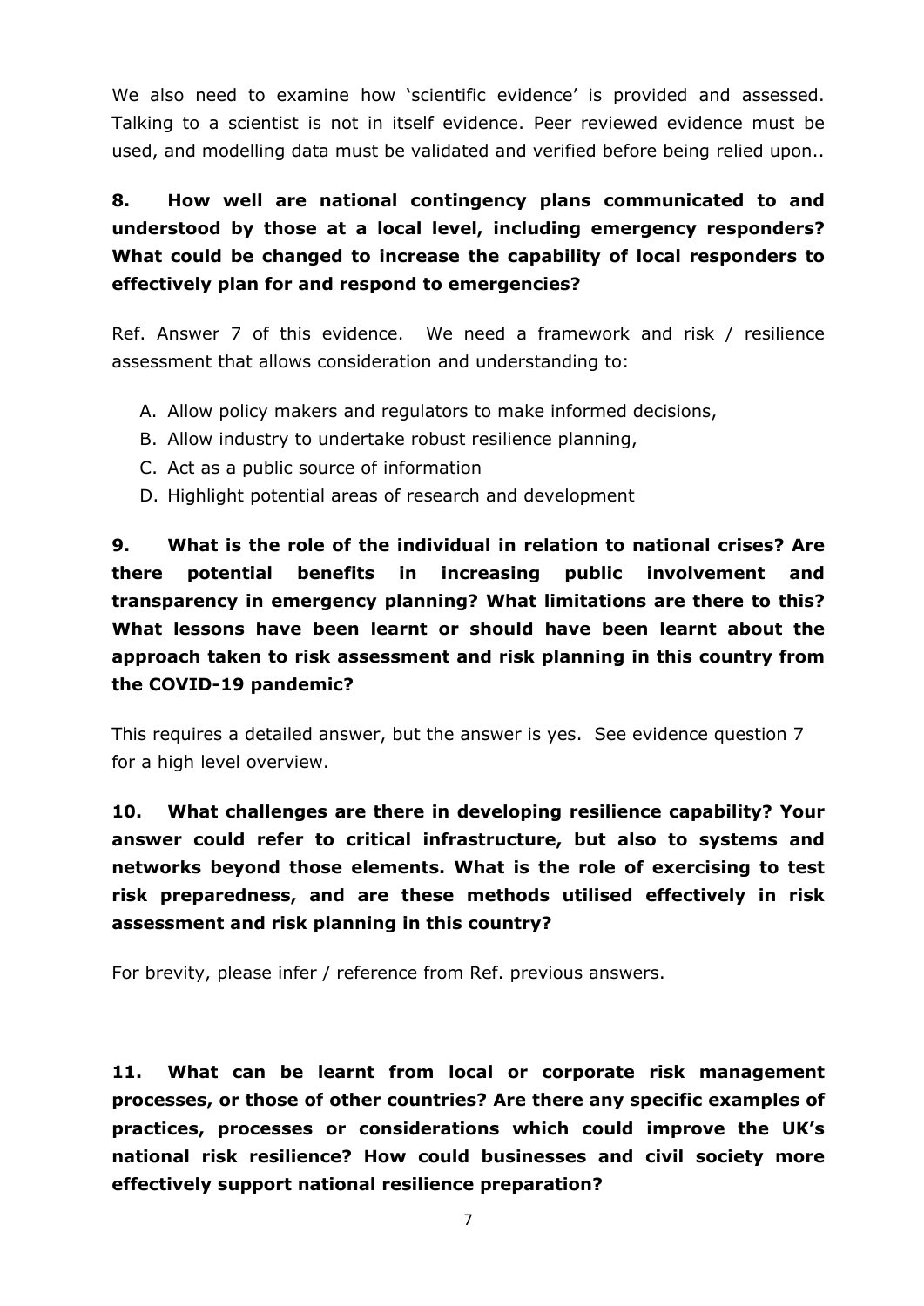We also need to examine how 'scientific evidence' is provided and assessed. Talking to a scientist is not in itself evidence. Peer reviewed evidence must be used, and modelling data must be validated and verified before being relied upon..

**8. How well are national contingency plans communicated to and understood by those at a local level, including emergency responders? What could be changed to increase the capability of local responders to effectively plan for and respond to emergencies?**

Ref. Answer 7 of this evidence. We need a framework and risk / resilience assessment that allows consideration and understanding to:

A. Allow policy makers and regulators to make informed decisions,
B. Allow industry to undertake robust resilience planning,
C. Act as a public source of information
D. Highlight potential areas of research and development

**9. What is the role of the individual in relation to national crises? Are there potential benefits in increasing public involvement and transparency in emergency planning? What limitations are there to this? What lessons have been learnt or should have been learnt about the approach taken to risk assessment and risk planning in this country from the COVID-19 pandemic?**

This requires a detailed answer, but the answer is yes. See evidence question 7 for a high level overview.

**10. What challenges are there in developing resilience capability? Your answer could refer to critical infrastructure, but also to systems and networks beyond those elements. What is the role of exercising to test risk preparedness, and are these methods utilised effectively in risk assessment and risk planning in this country?**

For brevity, please infer / reference from Ref. previous answers.

**11. What can be learnt from local or corporate risk management processes, or those of other countries? Are there any specific examples of practices, processes or considerations which could improve the UK's national risk resilience? How could businesses and civil society more effectively support national resilience preparation?**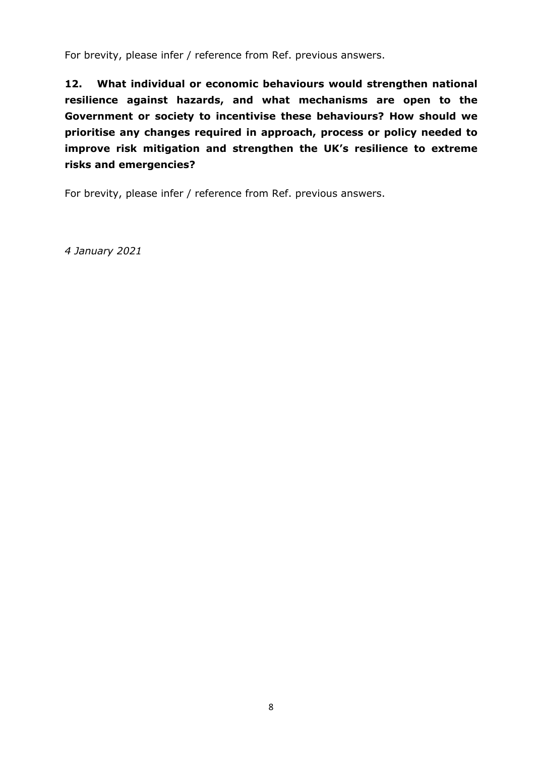For brevity, please infer / reference from Ref. previous answers.

**12. What individual or economic behaviours would strengthen national resilience against hazards, and what mechanisms are open to the Government or society to incentivise these behaviours? How should we prioritise any changes required in approach, process or policy needed to improve risk mitigation and strengthen the UK's resilience to extreme risks and emergencies?**

For brevity, please infer / reference from Ref. previous answers.

*4 January 2021*